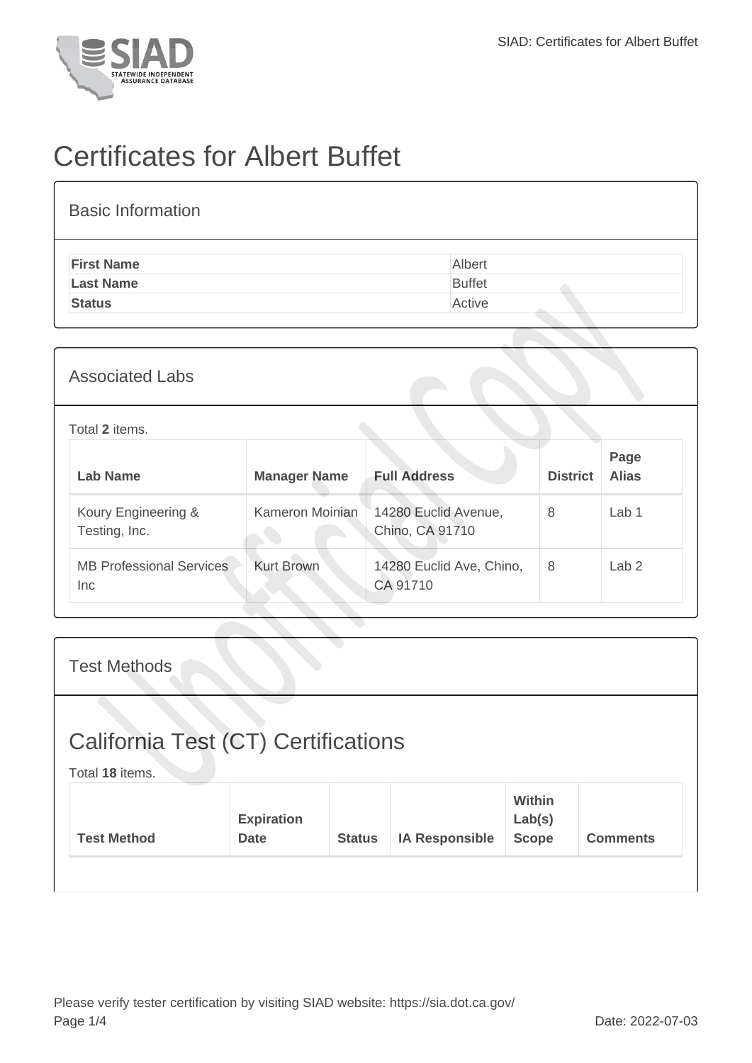# Certificates for Albert Buffet

## Basic Information

| | |
|---|---|
| **First Name** | Albert |
| **Last Name** | Buffet |
| **Status** | Active |

## Associated Labs

Total **2** items.

| Lab Name | Manager Name | Full Address | District | Page Alias |
|---|---|---|---|---|
| Koury Engineering & Testing, Inc. | Kameron Moinian | 14280 Euclid Avenue, Chino, CA 91710 | 8 | Lab 1 |
| MB Professional Services Inc | Kurt Brown | 14280 Euclid Ave, Chino, CA 91710 | 8 | Lab 2 |

## Test Methods

### California Test (CT) Certifications

Total **18** items.

| Test Method | Expiration Date | Status | IA Responsible | Within Lab(s) Scope | Comments |
|---|---|---|---|---|---|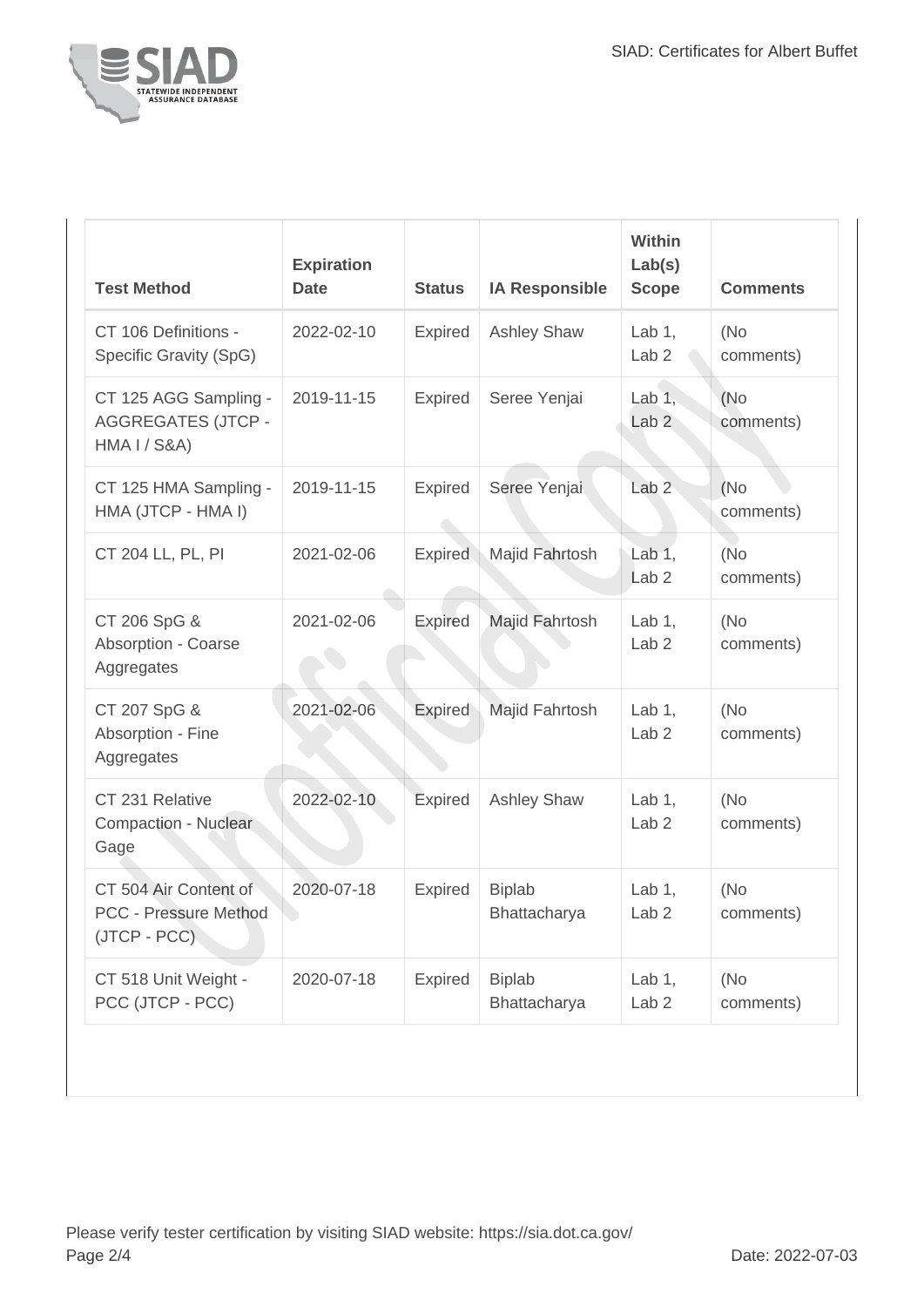| Test Method | Expiration Date | Status | IA Responsible | Within Lab(s) Scope | Comments |
|---|---|---|---|---|---|
| CT 106 Definitions - Specific Gravity (SpG) | 2022-02-10 | Expired | Ashley Shaw | Lab 1, Lab 2 | (No comments) |
| CT 125 AGG Sampling - AGGREGATES (JTCP - HMA I / S&A) | 2019-11-15 | Expired | Seree Yenjai | Lab 1, Lab 2 | (No comments) |
| CT 125 HMA Sampling - HMA (JTCP - HMA I) | 2019-11-15 | Expired | Seree Yenjai | Lab 2 | (No comments) |
| CT 204 LL, PL, PI | 2021-02-06 | Expired | Majid Fahrtosh | Lab 1, Lab 2 | (No comments) |
| CT 206 SpG & Absorption - Coarse Aggregates | 2021-02-06 | Expired | Majid Fahrtosh | Lab 1, Lab 2 | (No comments) |
| CT 207 SpG & Absorption - Fine Aggregates | 2021-02-06 | Expired | Majid Fahrtosh | Lab 1, Lab 2 | (No comments) |
| CT 231 Relative Compaction - Nuclear Gage | 2022-02-10 | Expired | Ashley Shaw | Lab 1, Lab 2 | (No comments) |
| CT 504 Air Content of PCC - Pressure Method (JTCP - PCC) | 2020-07-18 | Expired | Biplab Bhattacharya | Lab 1, Lab 2 | (No comments) |
| CT 518 Unit Weight - PCC (JTCP - PCC) | 2020-07-18 | Expired | Biplab Bhattacharya | Lab 1, Lab 2 | (No comments) |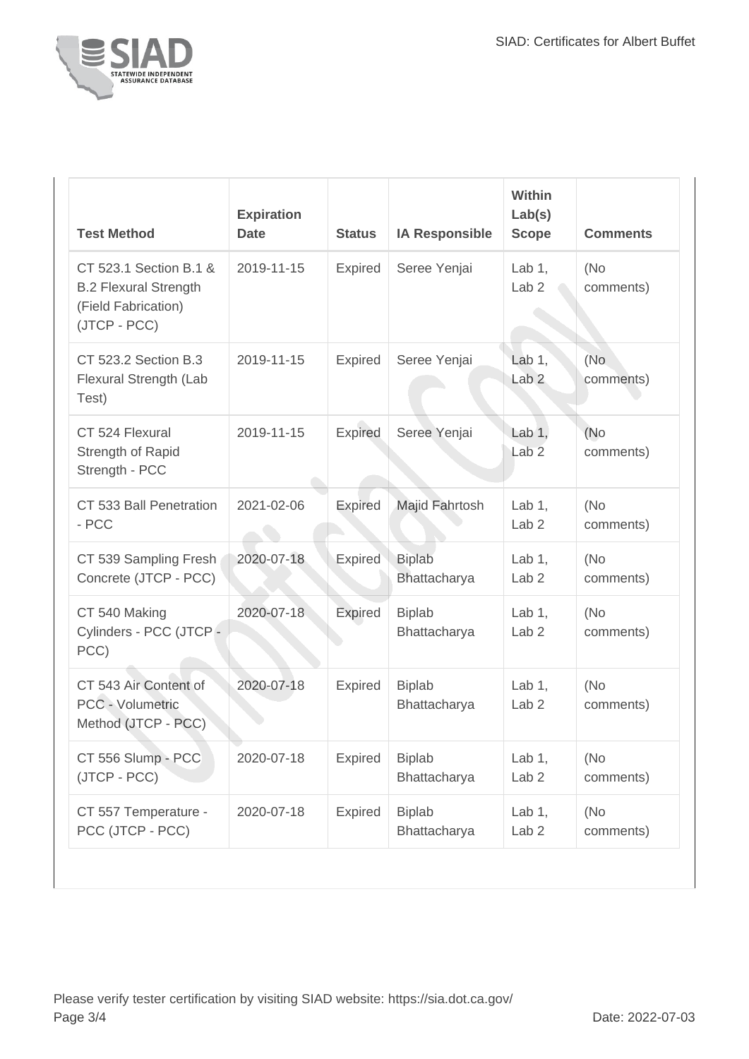| Test Method | Expiration Date | Status | IA Responsible | Within Lab(s) Scope | Comments |
|---|---|---|---|---|---|
| CT 523.1 Section B.1 & B.2 Flexural Strength (Field Fabrication) (JTCP - PCC) | 2019-11-15 | Expired | Seree Yenjai | Lab 1, Lab 2 | (No comments) |
| CT 523.2 Section B.3 Flexural Strength (Lab Test) | 2019-11-15 | Expired | Seree Yenjai | Lab 1, Lab 2 | (No comments) |
| CT 524 Flexural Strength of Rapid Strength - PCC | 2019-11-15 | Expired | Seree Yenjai | Lab 1, Lab 2 | (No comments) |
| CT 533 Ball Penetration - PCC | 2021-02-06 | Expired | Majid Fahrtosh | Lab 1, Lab 2 | (No comments) |
| CT 539 Sampling Fresh Concrete (JTCP - PCC) | 2020-07-18 | Expired | Biplab Bhattacharya | Lab 1, Lab 2 | (No comments) |
| CT 540 Making Cylinders - PCC (JTCP - PCC) | 2020-07-18 | Expired | Biplab Bhattacharya | Lab 1, Lab 2 | (No comments) |
| CT 543 Air Content of PCC - Volumetric Method (JTCP - PCC) | 2020-07-18 | Expired | Biplab Bhattacharya | Lab 1, Lab 2 | (No comments) |
| CT 556 Slump - PCC (JTCP - PCC) | 2020-07-18 | Expired | Biplab Bhattacharya | Lab 1, Lab 2 | (No comments) |
| CT 557 Temperature - PCC (JTCP - PCC) | 2020-07-18 | Expired | Biplab Bhattacharya | Lab 1, Lab 2 | (No comments) |

Please verify tester certification by visiting SIAD website: https://sia.dot.ca.gov/

Date: 2022-07-03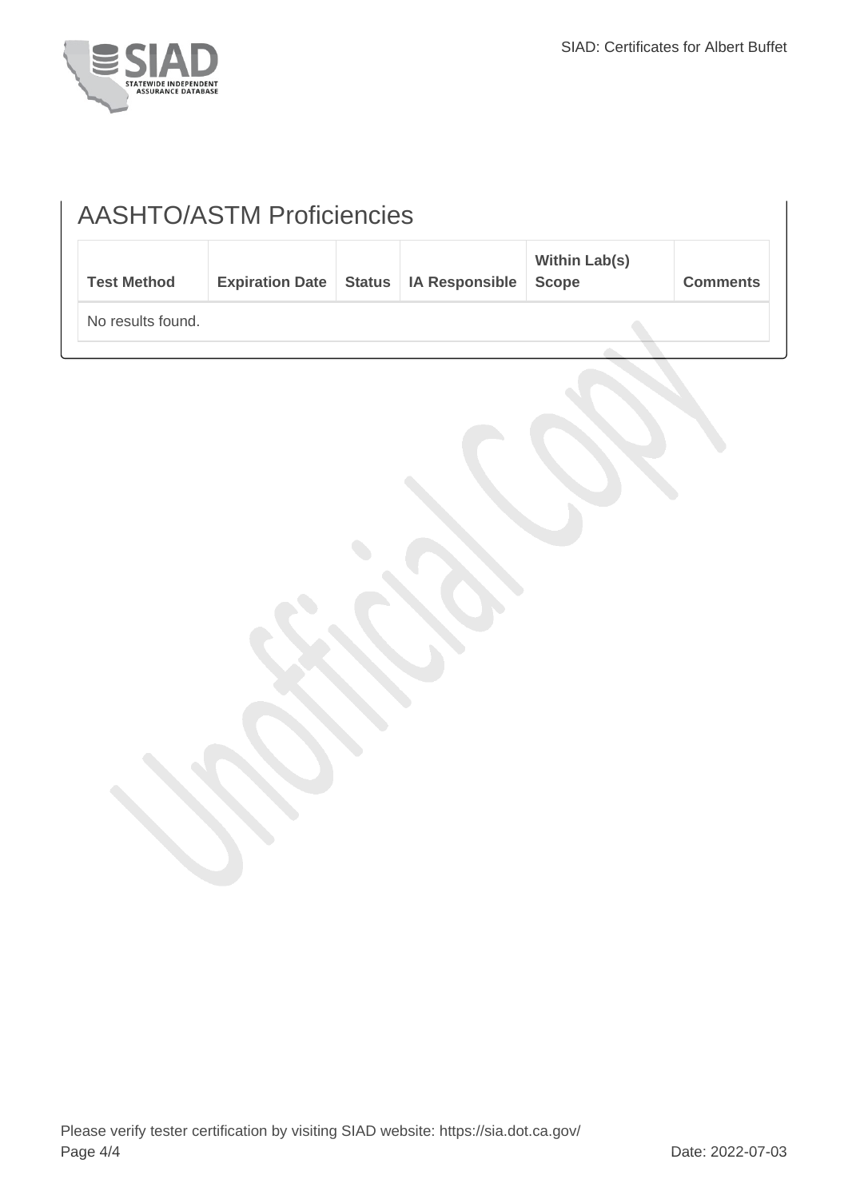## AASHTO/ASTM Proficiencies

| Test Method | Expiration Date | Status | IA Responsible | Within Lab(s) Scope | Comments |
|---|---|---|---|---|---|
| No results found. | | | | | |

Please verify tester certification by visiting SIAD website: https://sia.dot.ca.gov/

Date: 2022-07-03